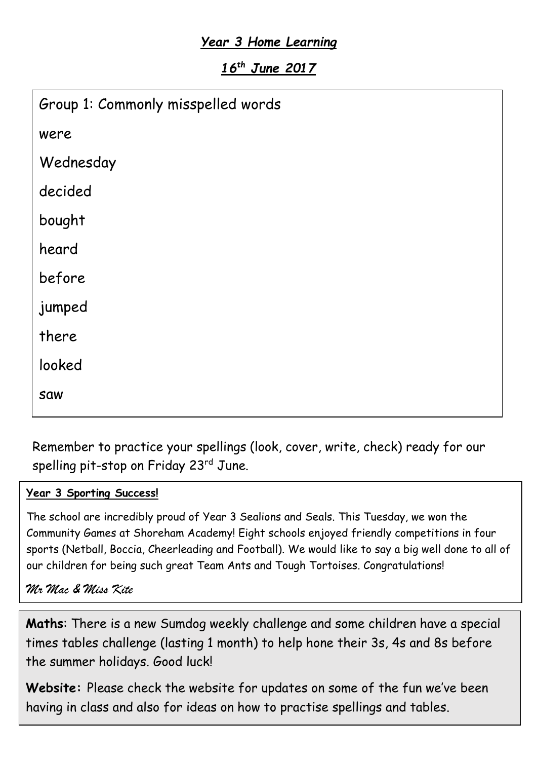# *Year 3 Home Learning*

## *16th June 2017*

Group 1: Commonly misspelled words

were

Wednesday

decided

bought

heard

before

jumped

there

looked

saw

Remember to practice your spellings (look, cover, write, check) ready for our spelling pit-stop on Friday 23rd June.

**Year 3 Sporting Success!**

The school are incredibly proud of Year 3 Sealions and Seals. This Tuesday, we won the Community Games at Shoreham Academy! Eight schools enjoyed friendly competitions in four sports (Netball, Boccia, Cheerleading and Football). We would like to say a big well done to all of our children for being such great Team Ants and Tough Tortoises. Congratulations!

*Mr Mac & Miss Kite*

**Maths**: There is a new Sumdog weekly challenge and some children have a special times tables challenge (lasting 1 month) to help hone their 3s, 4s and 8s before the summer holidays. Good luck!

**Website:** Please check the website for updates on some of the fun we've been having in class and also for ideas on how to practise spellings and tables.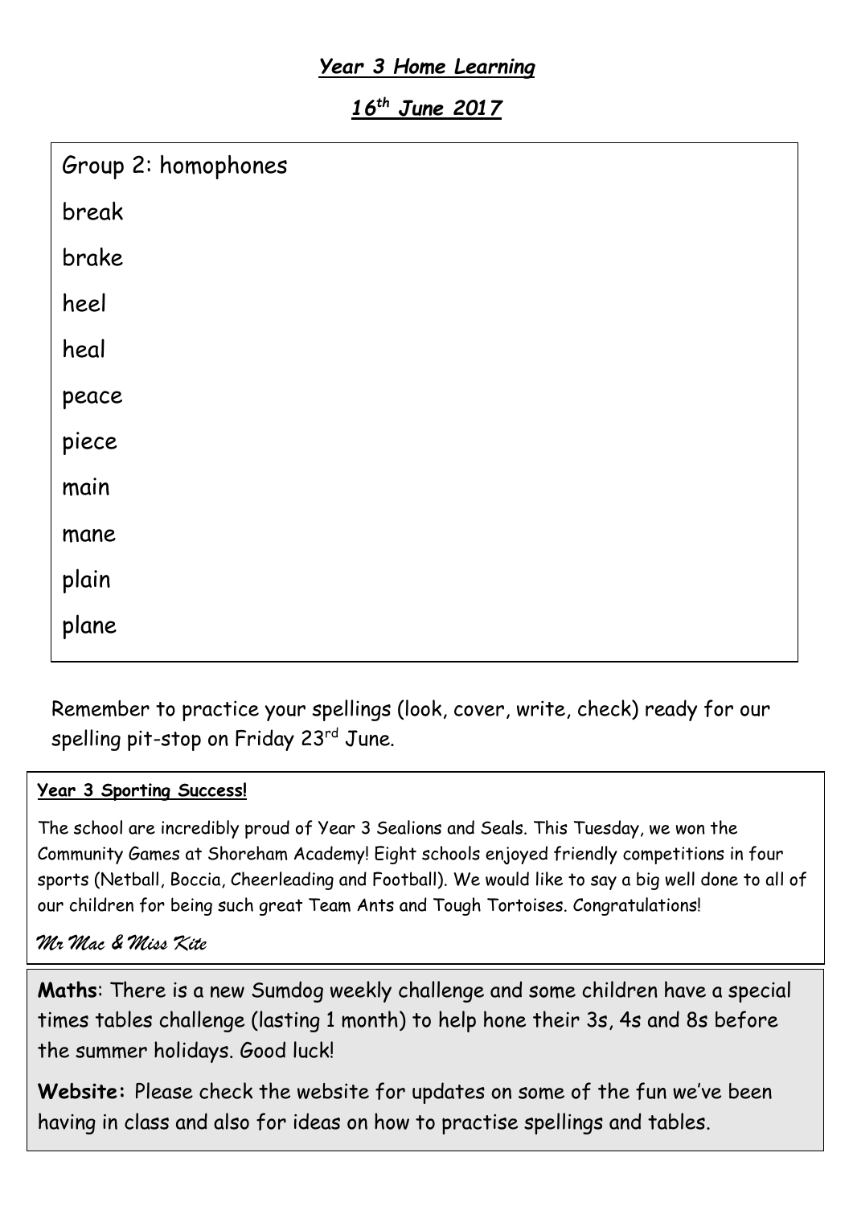## *Year 3 Home Learning*

## *16th June 2017*

Group 2: homophones

break

brake

heel

heal

peace

piece

main

mane

plain

plane

Remember to practice your spellings (look, cover, write, check) ready for our spelling pit-stop on Friday 23rd June.

**Year 3 Sporting Success!**

The school are incredibly proud of Year 3 Sealions and Seals. This Tuesday, we won the Community Games at Shoreham Academy! Eight schools enjoyed friendly competitions in four sports (Netball, Boccia, Cheerleading and Football). We would like to say a big well done to all of our children for being such great Team Ants and Tough Tortoises. Congratulations!

*Mr Mac & Miss Kite*

**Maths**: There is a new Sumdog weekly challenge and some children have a special times tables challenge (lasting 1 month) to help hone their 3s, 4s and 8s before the summer holidays. Good luck!

**Website:** Please check the website for updates on some of the fun we've been having in class and also for ideas on how to practise spellings and tables.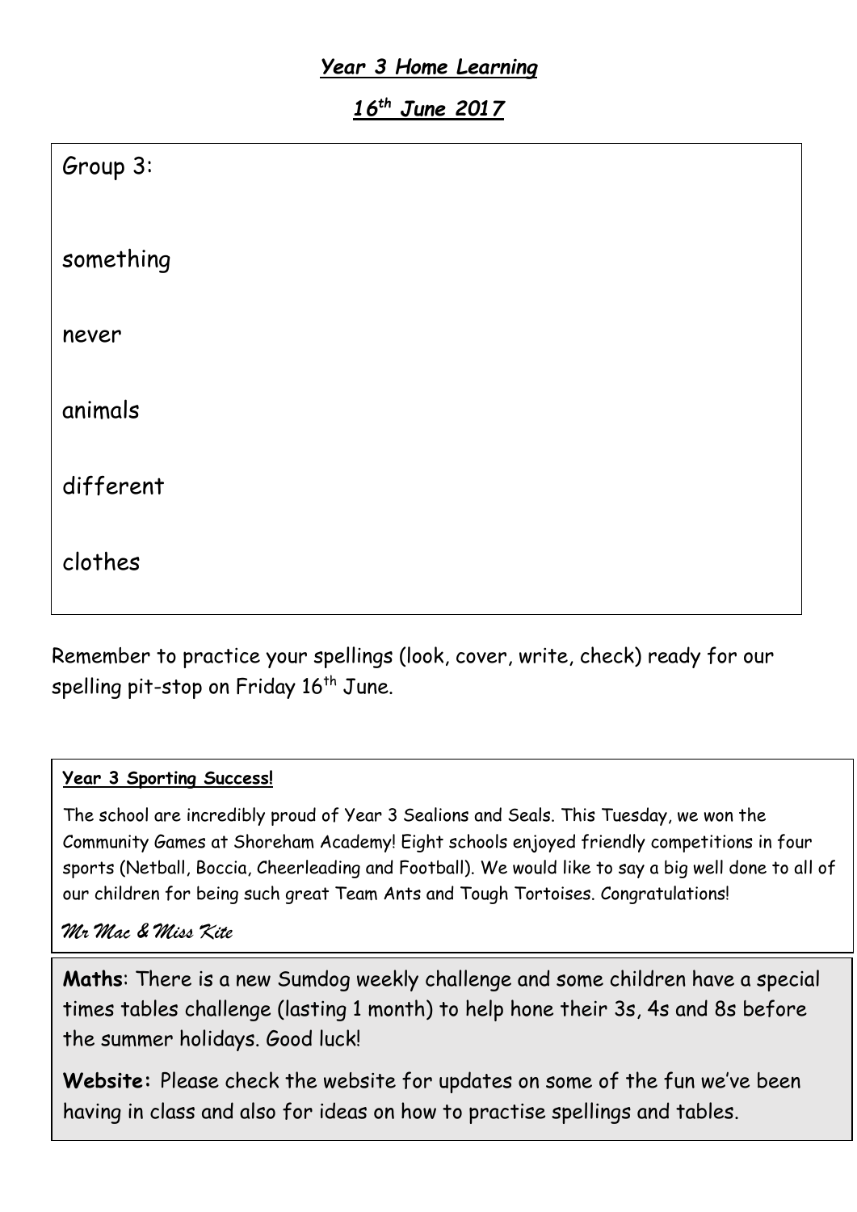***Year 3 Home Learning***

***16th June 2017***

Group 3:

something

never

animals

different

clothes

Remember to practice your spellings (look, cover, write, check) ready for our spelling pit-stop on Friday 16th June.

**Year 3 Sporting Success!**

The school are incredibly proud of Year 3 Sealions and Seals. This Tuesday, we won the Community Games at Shoreham Academy! Eight schools enjoyed friendly competitions in four sports (Netball, Boccia, Cheerleading and Football). We would like to say a big well done to all of our children for being such great Team Ants and Tough Tortoises. Congratulations!

*Mr Mac & Miss Kite*

**Maths**: There is a new Sumdog weekly challenge and some children have a special times tables challenge (lasting 1 month) to help hone their 3s, 4s and 8s before the summer holidays. Good luck!

**Website:** Please check the website for updates on some of the fun we've been having in class and also for ideas on how to practise spellings and tables.